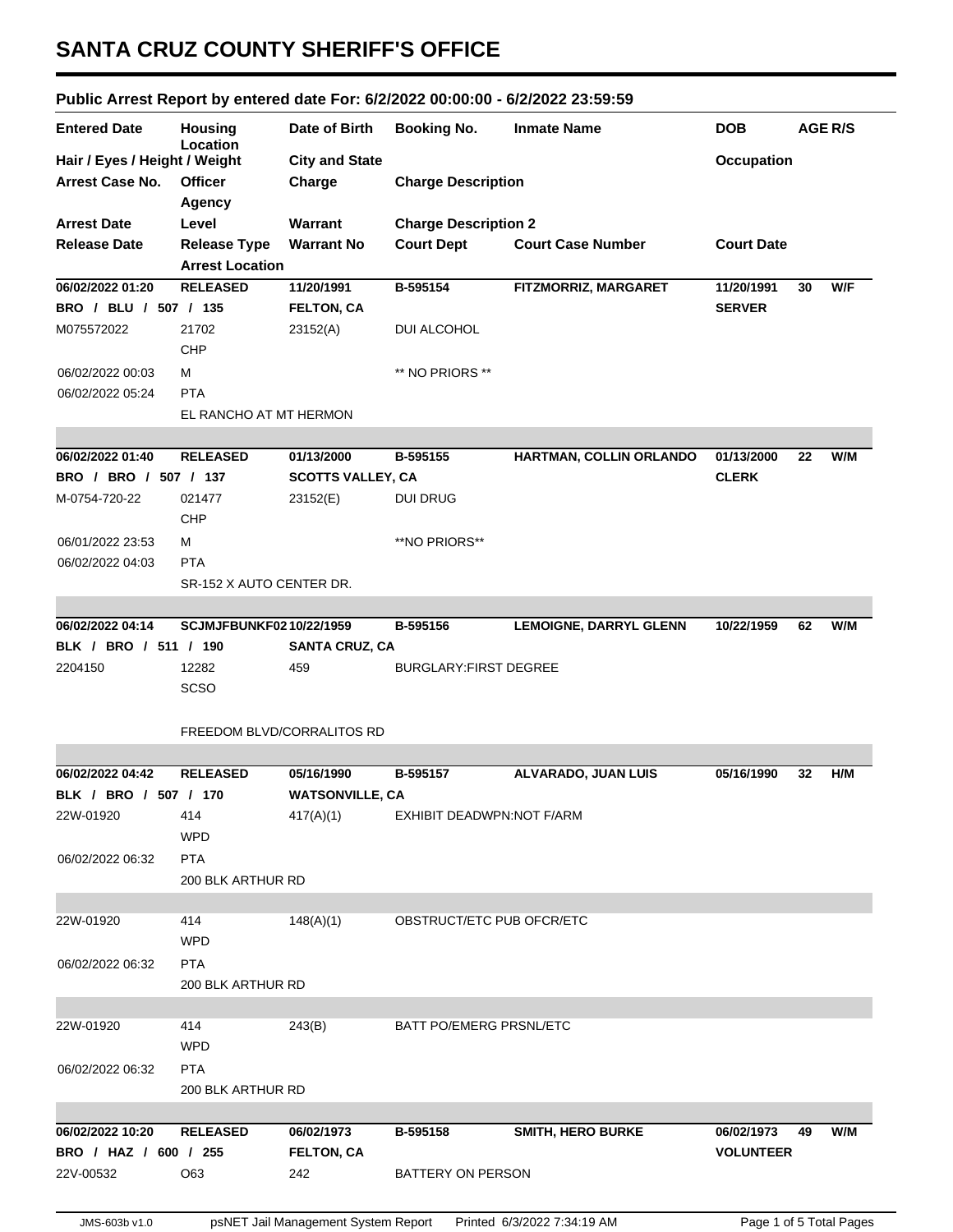# SANTA CRUZ COUNTY SHERIFF'S OFFICE

## Public Arrest Report by entered date For: 6/2/2022 00:00:00 - 6/2/2022 23:59:59

| Entered Date | Housing Location | Date of Birth | Booking No. | Inmate Name | DOB | AGE | R/S |
|---|---|---|---|---|---|---|---|
| Hair / Eyes / Height / Weight | | City and State | | | Occupation | | |
| Arrest Case No. | Officer / Agency | Charge | Charge Description | | | | |
| Arrest Date | Level | Warrant | Charge Description 2 | | | | |
| Release Date | Release Type / Arrest Location | Warrant No | Court Dept | Court Case Number | Court Date | | |
| **06/02/2022 01:20** | **RELEASED** | **11/20/1991** | **B-595154** | **FITZMORRIZ, MARGARET** | **11/20/1991** | **30** | **W/F** |
| **BRO / BLU / 507 / 135** | | **FELTON, CA** | | | **SERVER** | | |
| M075572022 | 21702 / CHP | 23152(A) | DUI ALCOHOL | | | | |
| 06/02/2022 00:03 | M | | ** NO PRIORS ** | | | | |
| 06/02/2022 05:24 | PTA / EL RANCHO AT MT HERMON | | | | | | |
| **06/02/2022 01:40** | **RELEASED** | **01/13/2000** | **B-595155** | **HARTMAN, COLLIN ORLANDO** | **01/13/2000** | **22** | **W/M** |
| **BRO / BRO / 507 / 137** | | **SCOTTS VALLEY, CA** | | | **CLERK** | | |
| M-0754-720-22 | 021477 / CHP | 23152(E) | DUI DRUG | | | | |
| 06/01/2022 23:53 | M | | **NO PRIORS** | | | | |
| 06/02/2022 04:03 | PTA / SR-152 X AUTO CENTER DR. | | | | | | |
| **06/02/2022 04:14** | **SCJMJFBUNKF02** | **10/22/1959** | **B-595156** | **LEMOIGNE, DARRYL GLENN** | **10/22/1959** | **62** | **W/M** |
| **BLK / BRO / 511 / 190** | | **SANTA CRUZ, CA** | | | | | |
| 2204150 | 12282 / SCSO | 459 | BURGLARY:FIRST DEGREE | | | | |
| | FREEDOM BLVD/CORRALITOS RD | | | | | | |
| **06/02/2022 04:42** | **RELEASED** | **05/16/1990** | **B-595157** | **ALVARADO, JUAN LUIS** | **05/16/1990** | **32** | **H/M** |
| **BLK / BRO / 507 / 170** | | **WATSONVILLE, CA** | | | | | |
| 22W-01920 | 414 / WPD | 417(A)(1) | EXHIBIT DEADWPN:NOT F/ARM | | | | |
| 06/02/2022 06:32 | PTA / 200 BLK ARTHUR RD | | | | | | |
| 22W-01920 | 414 / WPD | 148(A)(1) | OBSTRUCT/ETC PUB OFCR/ETC | | | | |
| 06/02/2022 06:32 | PTA / 200 BLK ARTHUR RD | | | | | | |
| 22W-01920 | 414 / WPD | 243(B) | BATT PO/EMERG PRSNL/ETC | | | | |
| 06/02/2022 06:32 | PTA / 200 BLK ARTHUR RD | | | | | | |
| **06/02/2022 10:20** | **RELEASED** | **06/02/1973** | **B-595158** | **SMITH, HERO BURKE** | **06/02/1973** | **49** | **W/M** |
| **BRO / HAZ / 600 / 255** | | **FELTON, CA** | | | **VOLUNTEER** | | |
| 22V-00532 | O63 | 242 | BATTERY ON PERSON | | | | |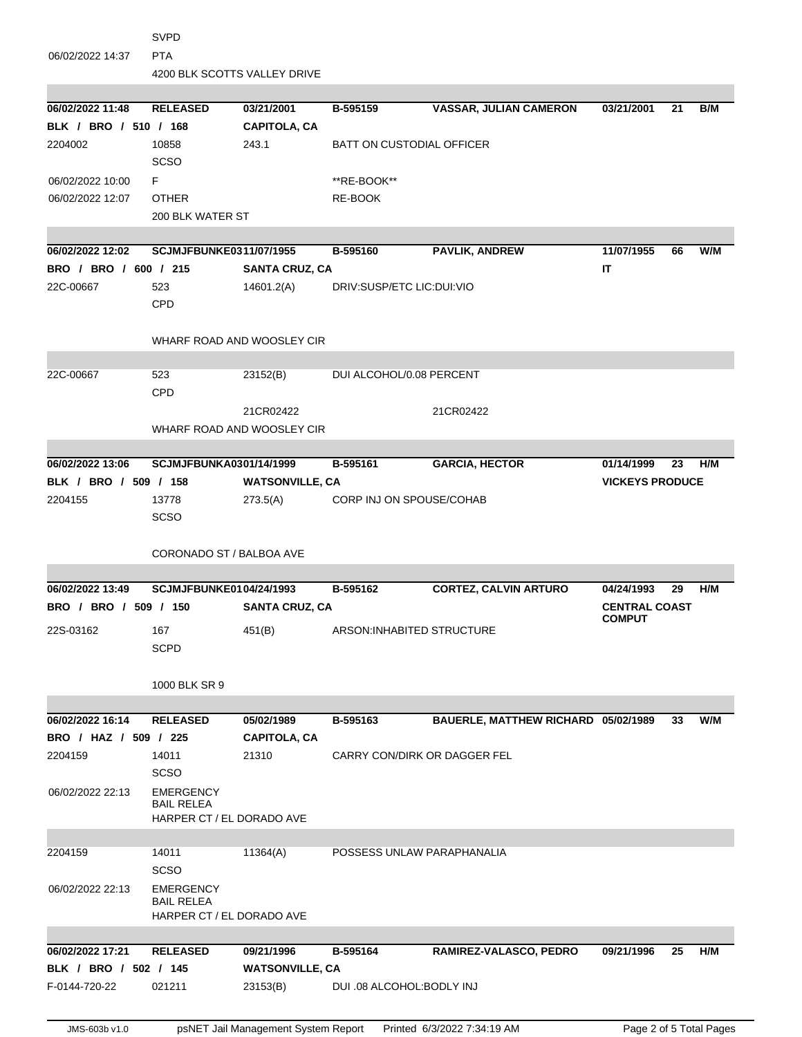SVPD

06/02/2022 14:37 PTA

4200 BLK SCOTTS VALLEY DRIVE

| 06/02/2022 11:48 | RELEASED | 03/21/2001 | B-595159 | VASSAR, JULIAN CAMERON | 03/21/2001 | 21 | B/M |
|---|---|---|---|---|---|---|---|
| BLK / BRO / 510 / 168 | | CAPITOLA, CA | | | | | |
| 2204002 | 10858 SCSO | 243.1 | BATT ON CUSTODIAL OFFICER | | | | |
| 06/02/2022 10:00 | F | | **RE-BOOK** | | | | |
| 06/02/2022 12:07 | OTHER | | RE-BOOK | | | | |
| | 200 BLK WATER ST | | | | | | |

| 06/02/2022 12:02 | SCJMJFBUNKE03 | 11/07/1955 | B-595160 | PAVLIK, ANDREW | 11/07/1955 | 66 | W/M |
|---|---|---|---|---|---|---|---|
| BRO / BRO / 600 / 215 | | SANTA CRUZ, CA | | | IT | | |
| 22C-00667 | 523 CPD | 14601.2(A) | DRIV:SUSP/ETC LIC:DUI:VIO | | | | |
| | WHARF ROAD AND WOOSLEY CIR | | | | | | |
| 22C-00667 | 523 CPD | 23152(B) | DUI ALCOHOL/0.08 PERCENT | | | | |
| | | 21CR02422 | | 21CR02422 | | | |
| | WHARF ROAD AND WOOSLEY CIR | | | | | | |

| 06/02/2022 13:06 | SCJMJFBUNKA03 | 01/14/1999 | B-595161 | GARCIA, HECTOR | 01/14/1999 | 23 | H/M |
|---|---|---|---|---|---|---|---|
| BLK / BRO / 509 / 158 | | WATSONVILLE, CA | | | VICKEYS PRODUCE | | |
| 2204155 | 13778 SCSO | 273.5(A) | CORP INJ ON SPOUSE/COHAB | | | | |
| | CORONADO ST / BALBOA AVE | | | | | | |

| 06/02/2022 13:49 | SCJMJFBUNKE01 | 04/24/1993 | B-595162 | CORTEZ, CALVIN ARTURO | 04/24/1993 | 29 | H/M |
|---|---|---|---|---|---|---|---|
| BRO / BRO / 509 / 150 | | SANTA CRUZ, CA | | | CENTRAL COAST COMPUT | | |
| 22S-03162 | 167 SCPD | 451(B) | ARSON:INHABITED STRUCTURE | | | | |
| | 1000 BLK SR 9 | | | | | | |

| 06/02/2022 16:14 | RELEASED | 05/02/1989 | B-595163 | BAUERLE, MATTHEW RICHARD | 05/02/1989 | 33 | W/M |
|---|---|---|---|---|---|---|---|
| BRO / HAZ / 509 / 225 | | CAPITOLA, CA | | | | | |
| 2204159 | 14011 SCSO | 21310 | CARRY CON/DIRK OR DAGGER FEL | | | | |
| 06/02/2022 22:13 | EMERGENCY BAIL RELEA | | | | | | |
| | HARPER CT / EL DORADO AVE | | | | | | |
| 2204159 | 14011 SCSO | 11364(A) | POSSESS UNLAW PARAPHANALIA | | | | |
| 06/02/2022 22:13 | EMERGENCY BAIL RELEA | | | | | | |
| | HARPER CT / EL DORADO AVE | | | | | | |

| 06/02/2022 17:21 | RELEASED | 09/21/1996 | B-595164 | RAMIREZ-VALASCO, PEDRO | 09/21/1996 | 25 | H/M |
|---|---|---|---|---|---|---|---|
| BLK / BRO / 502 / 145 | | WATSONVILLE, CA | | | | | |
| F-0144-720-22 | 021211 | 23153(B) | DUI .08 ALCOHOL:BODLY INJ | | | | |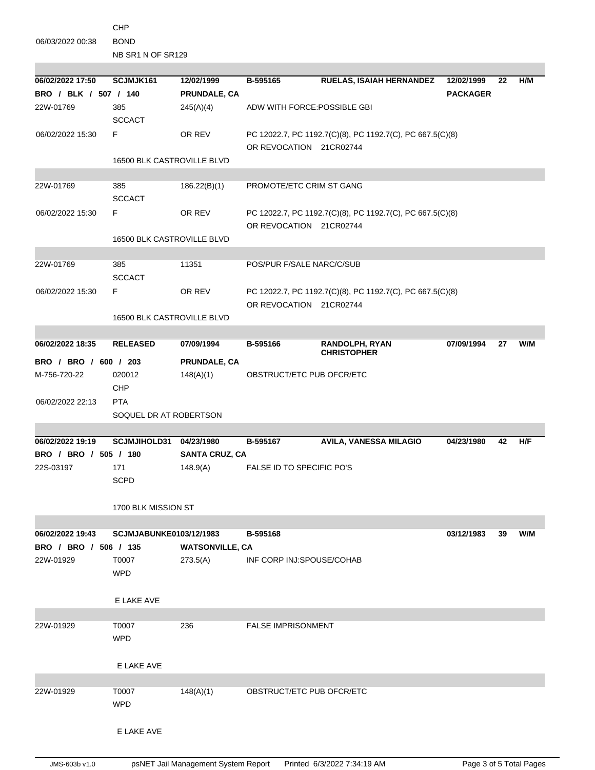| | | | | | | | |
|---|---|---|---|---|---|---|---|
| | CHP | | | | | | |
| 06/03/2022 00:38 | BOND | | | | | | |
| | NB SR1 N OF SR129 | | | | | | |

| | | | | | | | |
|---|---|---|---|---|---|---|---|
| **06/02/2022 17:50** | **SCJMJK161** | **12/02/1999** | **B-595165** | **RUELAS, ISAIAH HERNANDEZ** | **12/02/1999** | **22** | **H/M** |
| **BRO / BLK / 507 / 140** | | **PRUNDALE, CA** | | | **PACKAGER** | | |
| 22W-01769 | 385 SCCACT | 245(A)(4) | ADW WITH FORCE:POSSIBLE GBI | | | | |
| 06/02/2022 15:30 | F | OR REV | PC 12022.7, PC 1192.7(C)(8), PC 1192.7(C), PC 667.5(C)(8) OR REVOCATION 21CR02744 | | | | |
| | 16500 BLK CASTROVILLE BLVD | | | | | | |
| 22W-01769 | 385 SCCACT | 186.22(B)(1) | PROMOTE/ETC CRIM ST GANG | | | | |
| 06/02/2022 15:30 | F | OR REV | PC 12022.7, PC 1192.7(C)(8), PC 1192.7(C), PC 667.5(C)(8) OR REVOCATION 21CR02744 | | | | |
| | 16500 BLK CASTROVILLE BLVD | | | | | | |
| 22W-01769 | 385 SCCACT | 11351 | POS/PUR F/SALE NARC/C/SUB | | | | |
| 06/02/2022 15:30 | F | OR REV | PC 12022.7, PC 1192.7(C)(8), PC 1192.7(C), PC 667.5(C)(8) OR REVOCATION 21CR02744 | | | | |
| | 16500 BLK CASTROVILLE BLVD | | | | | | |

| | | | | | | | |
|---|---|---|---|---|---|---|---|
| **06/02/2022 18:35** | **RELEASED** | **07/09/1994** | **B-595166** | **RANDOLPH, RYAN CHRISTOPHER** | **07/09/1994** | **27** | **W/M** |
| **BRO / BRO / 600 / 203** | | **PRUNDALE, CA** | | | | | |
| M-756-720-22 | 020012 CHP | 148(A)(1) | OBSTRUCT/ETC PUB OFCR/ETC | | | | |
| 06/02/2022 22:13 | PTA | | | | | | |
| | SOQUEL DR AT ROBERTSON | | | | | | |

| | | | | | | | |
|---|---|---|---|---|---|---|---|
| **06/02/2022 19:19** | **SCJMJIHOLD31** | **04/23/1980** | **B-595167** | **AVILA, VANESSA MILAGIO** | **04/23/1980** | **42** | **H/F** |
| **BRO / BRO / 505 / 180** | | **SANTA CRUZ, CA** | | | | | |
| 22S-03197 | 171 SCPD | 148.9(A) | FALSE ID TO SPECIFIC PO'S | | | | |
| | 1700 BLK MISSION ST | | | | | | |

| | | | | | | | |
|---|---|---|---|---|---|---|---|
| **06/02/2022 19:43** | **SCJMJABUNKE0103/12/1983** | | **B-595168** | | **03/12/1983** | **39** | **W/M** |
| **BRO / BRO / 506 / 135** | | **WATSONVILLE, CA** | | | | | |
| 22W-01929 | T0007 WPD | 273.5(A) | INF CORP INJ:SPOUSE/COHAB | | | | |
| | E LAKE AVE | | | | | | |
| 22W-01929 | T0007 WPD | 236 | FALSE IMPRISONMENT | | | | |
| | E LAKE AVE | | | | | | |
| 22W-01929 | T0007 WPD | 148(A)(1) | OBSTRUCT/ETC PUB OFCR/ETC | | | | |
| | E LAKE AVE | | | | | | |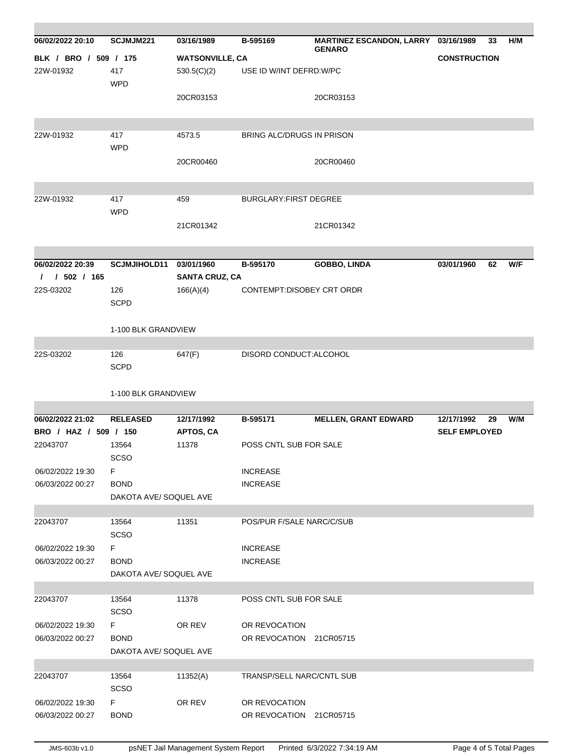| | | | | | | | |
|---|---|---|---|---|---|---|---|
| **06/02/2022 20:10** | **SCJMJM221** | **03/16/1989** | **B-595169** | **MARTINEZ ESCANDON, LARRY GENARO** | **03/16/1989** | **33** | **H/M** |
| **BLK / BRO / 509 / 175** | | **WATSONVILLE, CA** | | | **CONSTRUCTION** | | |
| 22W-01932 | 417<br>WPD | 530.5(C)(2) | USE ID W/INT DEFRD:W/PC | | | | |
| | | 20CR03153 | | 20CR03153 | | | |
| 22W-01932 | 417<br>WPD | 4573.5 | BRING ALC/DRUGS IN PRISON | | | | |
| | | 20CR00460 | | 20CR00460 | | | |
| 22W-01932 | 417<br>WPD | 459 | BURGLARY:FIRST DEGREE | | | | |
| | | 21CR01342 | | 21CR01342 | | | |
| **06/02/2022 20:39** | **SCJMJIHOLD11** | **03/01/1960** | **B-595170** | **GOBBO, LINDA** | **03/01/1960** | **62** | **W/F** |
| **/ / 502 / 165** | | **SANTA CRUZ, CA** | | | | | |
| 22S-03202 | 126<br>SCPD | 166(A)(4) | CONTEMPT:DISOBEY CRT ORDR | | | | |
| | 1-100 BLK GRANDVIEW | | | | | | |
| 22S-03202 | 126<br>SCPD | 647(F) | DISORD CONDUCT:ALCOHOL | | | | |
| | 1-100 BLK GRANDVIEW | | | | | | |
| **06/02/2022 21:02** | **RELEASED** | **12/17/1992** | **B-595171** | **MELLEN, GRANT EDWARD** | **12/17/1992** | **29** | **W/M** |
| **BRO / HAZ / 509 / 150** | | **APTOS, CA** | | | **SELF EMPLOYED** | | |
| 22043707 | 13564<br>SCSO | 11378 | POSS CNTL SUB FOR SALE | | | | |
| 06/02/2022 19:30 | F | | INCREASE | | | | |
| 06/03/2022 00:27 | BOND | | INCREASE | | | | |
| | DAKOTA AVE/ SOQUEL AVE | | | | | | |
| 22043707 | 13564<br>SCSO | 11351 | POS/PUR F/SALE NARC/C/SUB | | | | |
| 06/02/2022 19:30 | F | | INCREASE | | | | |
| 06/03/2022 00:27 | BOND | | INCREASE | | | | |
| | DAKOTA AVE/ SOQUEL AVE | | | | | | |
| 22043707 | 13564<br>SCSO | 11378 | POSS CNTL SUB FOR SALE | | | | |
| 06/02/2022 19:30 | F | OR REV | OR REVOCATION | | | | |
| 06/03/2022 00:27 | BOND | | OR REVOCATION 21CR05715 | | | | |
| | DAKOTA AVE/ SOQUEL AVE | | | | | | |
| 22043707 | 13564<br>SCSO | 11352(A) | TRANSP/SELL NARC/CNTL SUB | | | | |
| 06/02/2022 19:30 | F | OR REV | OR REVOCATION | | | | |
| 06/03/2022 00:27 | BOND | | OR REVOCATION 21CR05715 | | | | |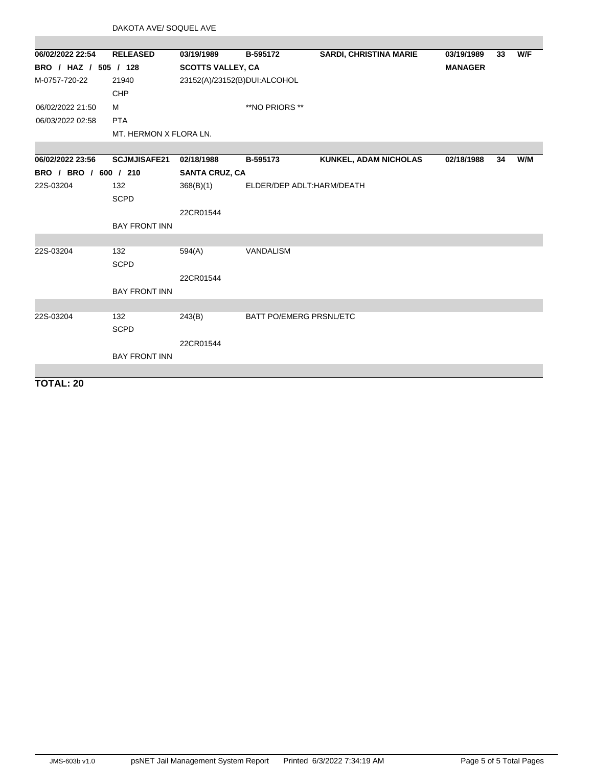DAKOTA AVE/ SOQUEL AVE

| | | | | | | | |
|---|---|---|---|---|---|---|---|
| **06/02/2022 22:54** | **RELEASED** | **03/19/1989** | **B-595172** | **SARDI, CHRISTINA MARIE** | **03/19/1989** | **33** | **W/F** |
| **BRO / HAZ / 505 / 128** | | **SCOTTS VALLEY, CA** | | | **MANAGER** | | |
| M-0757-720-22 | 21940 | 23152(A)/23152(B)DUI:ALCOHOL | | | | | |
| | CHP | | | | | | |
| 06/02/2022 21:50 | M | | **NO PRIORS ** | | | | |
| 06/03/2022 02:58 | PTA | | | | | | |
| | MT. HERMON X FLORA LN. | | | | | | |
| **06/02/2022 23:56** | **SCJMJISAFE21** | **02/18/1988** | **B-595173** | **KUNKEL, ADAM NICHOLAS** | **02/18/1988** | **34** | **W/M** |
| **BRO / BRO / 600 / 210** | | **SANTA CRUZ, CA** | | | | | |
| 22S-03204 | 132 | 368(B)(1) | ELDER/DEP ADLT:HARM/DEATH | | | | |
| | SCPD | | | | | | |
| | | 22CR01544 | | | | | |
| | BAY FRONT INN | | | | | | |
| 22S-03204 | 132 | 594(A) | VANDALISM | | | | |
| | SCPD | | | | | | |
| | | 22CR01544 | | | | | |
| | BAY FRONT INN | | | | | | |
| 22S-03204 | 132 | 243(B) | BATT PO/EMERG PRSNL/ETC | | | | |
| | SCPD | | | | | | |
| | | 22CR01544 | | | | | |
| | BAY FRONT INN | | | | | | |

**TOTAL: 20**

JMS-603b v1.0 psNET Jail Management System Report Printed 6/3/2022 7:34:19 AM